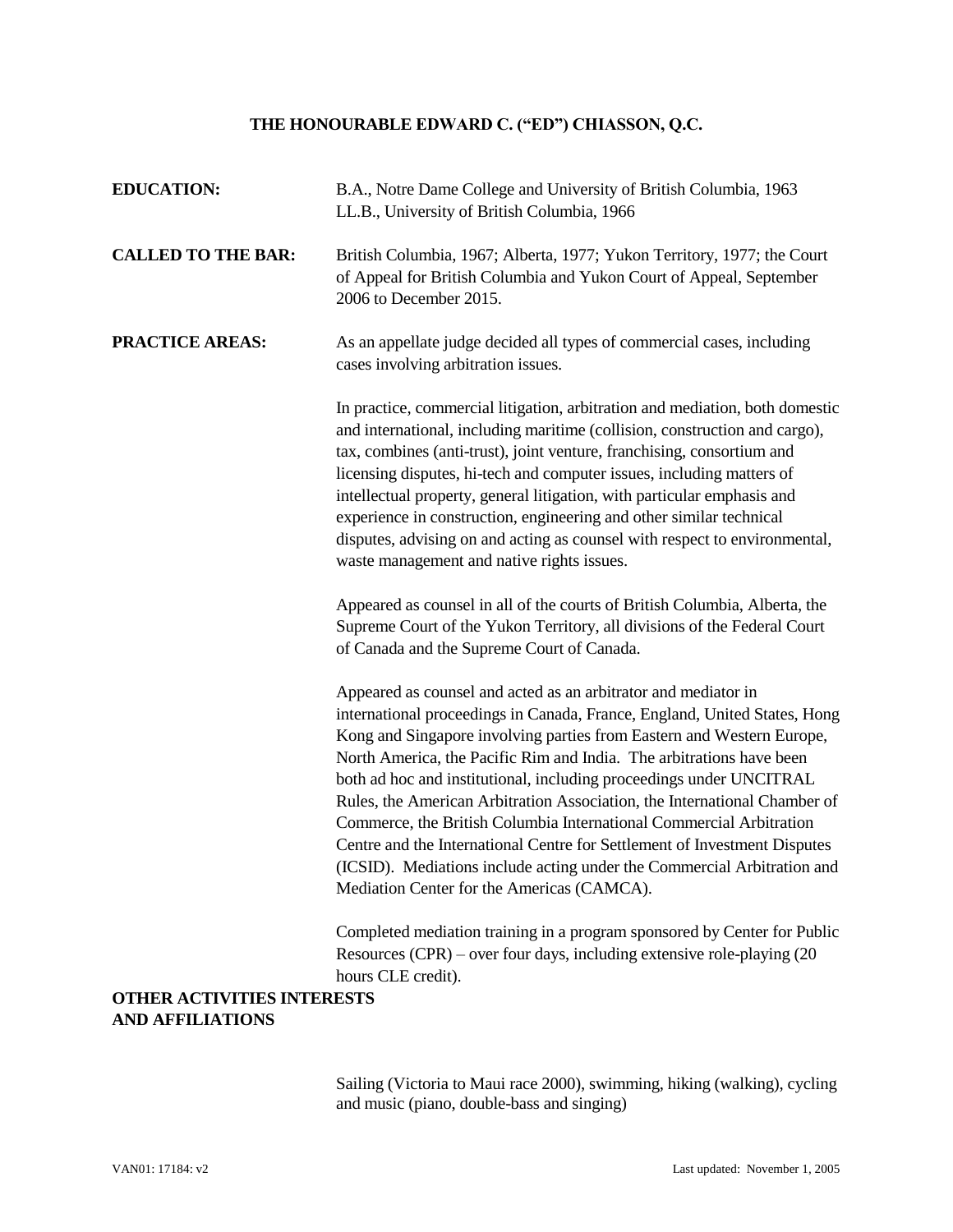# THE HONOURABLE EDWARD C. ("ED") CHIASSON, Q.C.

**EDUCATION:**

B.A., Notre Dame College and University of British Columbia, 1963
LL.B., University of British Columbia, 1966

**CALLED TO THE BAR:**

British Columbia, 1967; Alberta, 1977; Yukon Territory, 1977; the Court of Appeal for British Columbia and Yukon Court of Appeal, September 2006 to December 2015.

**PRACTICE AREAS:**

As an appellate judge decided all types of commercial cases, including cases involving arbitration issues.

In practice, commercial litigation, arbitration and mediation, both domestic and international, including maritime (collision, construction and cargo), tax, combines (anti-trust), joint venture, franchising, consortium and licensing disputes, hi-tech and computer issues, including matters of intellectual property, general litigation, with particular emphasis and experience in construction, engineering and other similar technical disputes, advising on and acting as counsel with respect to environmental, waste management and native rights issues.

Appeared as counsel in all of the courts of British Columbia, Alberta, the Supreme Court of the Yukon Territory, all divisions of the Federal Court of Canada and the Supreme Court of Canada.

Appeared as counsel and acted as an arbitrator and mediator in international proceedings in Canada, France, England, United States, Hong Kong and Singapore involving parties from Eastern and Western Europe, North America, the Pacific Rim and India. The arbitrations have been both ad hoc and institutional, including proceedings under UNCITRAL Rules, the American Arbitration Association, the International Chamber of Commerce, the British Columbia International Commercial Arbitration Centre and the International Centre for Settlement of Investment Disputes (ICSID). Mediations include acting under the Commercial Arbitration and Mediation Center for the Americas (CAMCA).

Completed mediation training in a program sponsored by Center for Public Resources (CPR) – over four days, including extensive role-playing (20 hours CLE credit).

**OTHER ACTIVITIES INTERESTS AND AFFILIATIONS**

Sailing (Victoria to Maui race 2000), swimming, hiking (walking), cycling and music (piano, double-bass and singing)

VAN01: 17184: v2 Last updated: November 1, 2005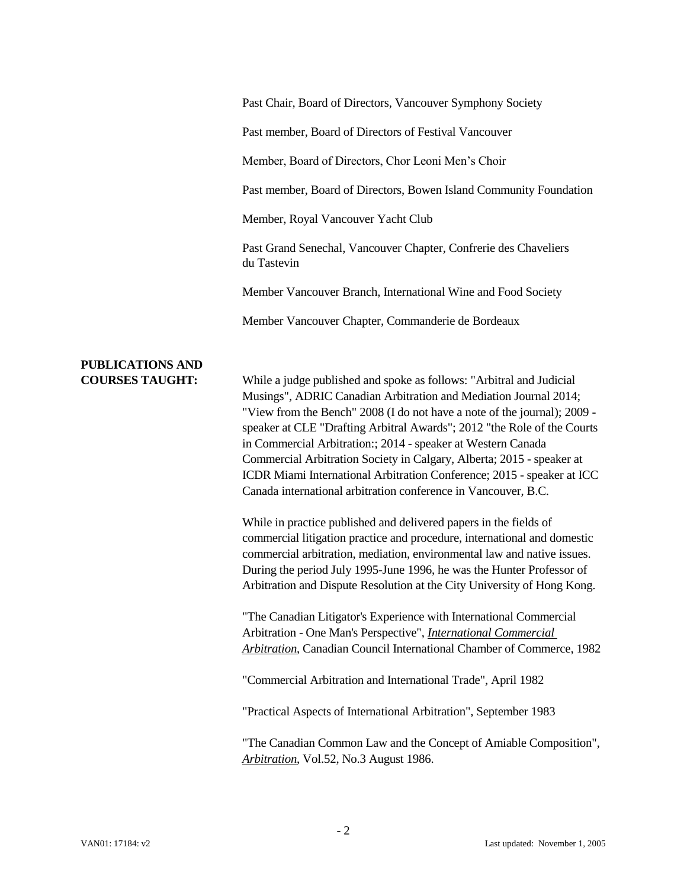Past Chair, Board of Directors, Vancouver Symphony Society

Past member, Board of Directors of Festival Vancouver

Member, Board of Directors, Chor Leoni Men's Choir

Past member, Board of Directors, Bowen Island Community Foundation

Member, Royal Vancouver Yacht Club

Past Grand Senechal, Vancouver Chapter, Confrerie des Chaveliers du Tastevin

Member Vancouver Branch, International Wine and Food Society

Member Vancouver Chapter, Commanderie de Bordeaux

**PUBLICATIONS AND COURSES TAUGHT:**

While a judge published and spoke as follows: "Arbitral and Judicial Musings", ADRIC Canadian Arbitration and Mediation Journal 2014; "View from the Bench" 2008 (I do not have a note of the journal); 2009 - speaker at CLE "Drafting Arbitral Awards"; 2012 "the Role of the Courts in Commercial Arbitration:; 2014 - speaker at Western Canada Commercial Arbitration Society in Calgary, Alberta; 2015 - speaker at ICDR Miami International Arbitration Conference; 2015 - speaker at ICC Canada international arbitration conference in Vancouver, B.C.

While in practice published and delivered papers in the fields of commercial litigation practice and procedure, international and domestic commercial arbitration, mediation, environmental law and native issues. During the period July 1995-June 1996, he was the Hunter Professor of Arbitration and Dispute Resolution at the City University of Hong Kong.

"The Canadian Litigator's Experience with International Commercial Arbitration - One Man's Perspective", ***International Commercial Arbitration***, Canadian Council International Chamber of Commerce, 1982

"Commercial Arbitration and International Trade", April 1982

"Practical Aspects of International Arbitration", September 1983

"The Canadian Common Law and the Concept of Amiable Composition", ***Arbitration***, Vol.52, No.3 August 1986.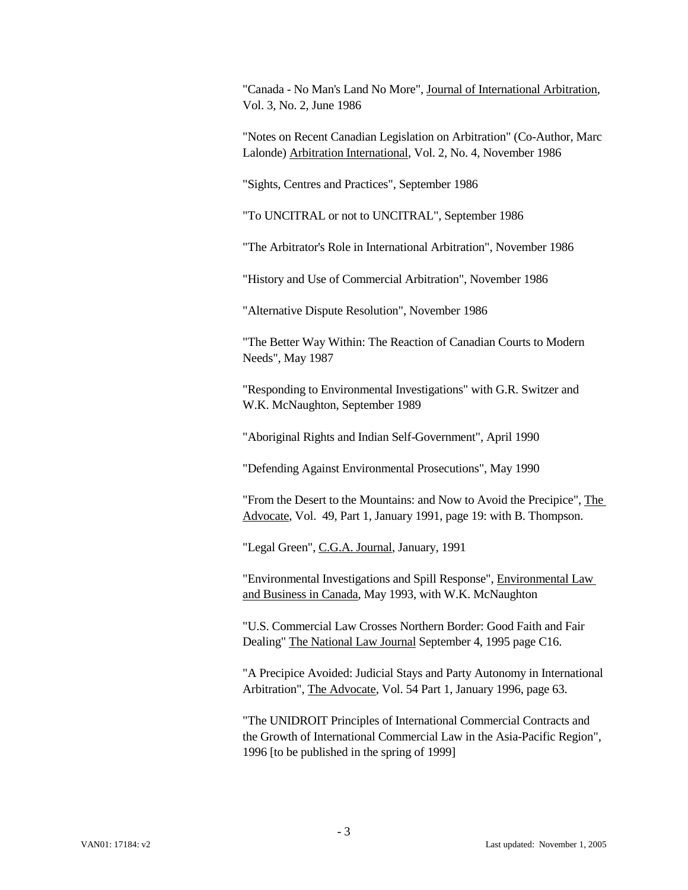"Canada - No Man's Land No More", <u>Journal of International Arbitration</u>, Vol. 3, No. 2, June 1986

"Notes on Recent Canadian Legislation on Arbitration" (Co-Author, Marc Lalonde) <u>Arbitration International</u>, Vol. 2, No. 4, November 1986

"Sights, Centres and Practices", September 1986

"To UNCITRAL or not to UNCITRAL", September 1986

"The Arbitrator's Role in International Arbitration", November 1986

"History and Use of Commercial Arbitration", November 1986

"Alternative Dispute Resolution", November 1986

"The Better Way Within: The Reaction of Canadian Courts to Modern Needs", May 1987

"Responding to Environmental Investigations" with G.R. Switzer and W.K. McNaughton, September 1989

"Aboriginal Rights and Indian Self-Government", April 1990

"Defending Against Environmental Prosecutions", May 1990

"From the Desert to the Mountains: and Now to Avoid the Precipice", <u>The Advocate</u>, Vol. 49, Part 1, January 1991, page 19: with B. Thompson.

"Legal Green", <u>C.G.A. Journal</u>, January, 1991

"Environmental Investigations and Spill Response", <u>Environmental Law and Business in Canada</u>, May 1993, with W.K. McNaughton

"U.S. Commercial Law Crosses Northern Border: Good Faith and Fair Dealing" <u>The National Law Journal</u> September 4, 1995 page C16.

"A Precipice Avoided: Judicial Stays and Party Autonomy in International Arbitration", <u>The Advocate</u>, Vol. 54 Part 1, January 1996, page 63.

"The UNIDROIT Principles of International Commercial Contracts and the Growth of International Commercial Law in the Asia-Pacific Region", 1996 [to be published in the spring of 1999]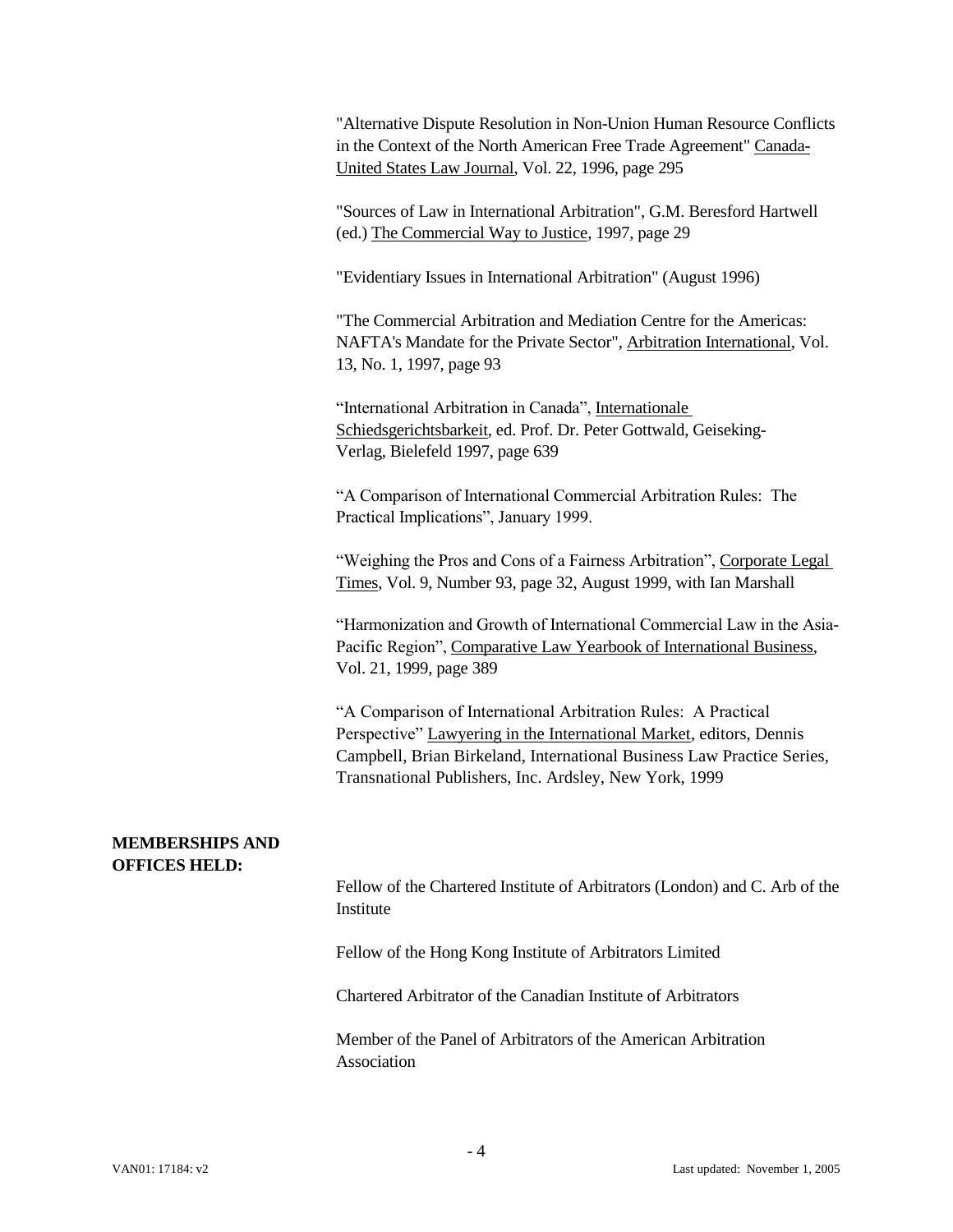"Alternative Dispute Resolution in Non-Union Human Resource Conflicts in the Context of the North American Free Trade Agreement" Canada-United States Law Journal, Vol. 22, 1996, page 295

"Sources of Law in International Arbitration", G.M. Beresford Hartwell (ed.) The Commercial Way to Justice, 1997, page 29

"Evidentiary Issues in International Arbitration" (August 1996)

"The Commercial Arbitration and Mediation Centre for the Americas: NAFTA's Mandate for the Private Sector", Arbitration International, Vol. 13, No. 1, 1997, page 93

"International Arbitration in Canada", Internationale Schiedsgerichtsbarkeit, ed. Prof. Dr. Peter Gottwald, Geiseking-Verlag, Bielefeld 1997, page 639

"A Comparison of International Commercial Arbitration Rules: The Practical Implications", January 1999.

"Weighing the Pros and Cons of a Fairness Arbitration", Corporate Legal Times, Vol. 9, Number 93, page 32, August 1999, with Ian Marshall

"Harmonization and Growth of International Commercial Law in the Asia-Pacific Region", Comparative Law Yearbook of International Business, Vol. 21, 1999, page 389

"A Comparison of International Arbitration Rules: A Practical Perspective" Lawyering in the International Market, editors, Dennis Campbell, Brian Birkeland, International Business Law Practice Series, Transnational Publishers, Inc. Ardsley, New York, 1999

**MEMBERSHIPS AND OFFICES HELD:**

Fellow of the Chartered Institute of Arbitrators (London) and C. Arb of the Institute

Fellow of the Hong Kong Institute of Arbitrators Limited

Chartered Arbitrator of the Canadian Institute of Arbitrators

Member of the Panel of Arbitrators of the American Arbitration Association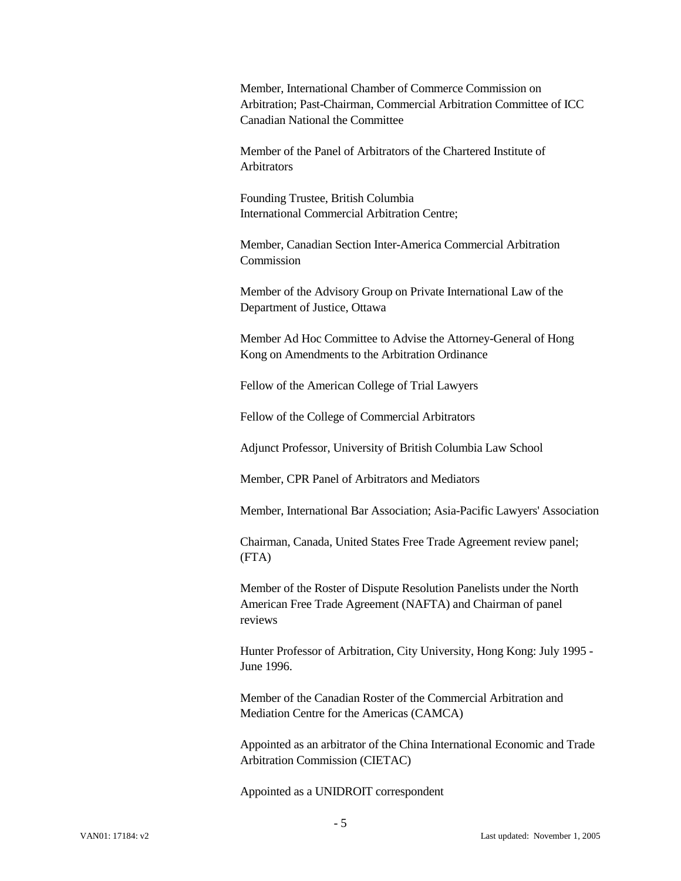Member, International Chamber of Commerce Commission on Arbitration; Past-Chairman, Commercial Arbitration Committee of ICC Canadian National the Committee

Member of the Panel of Arbitrators of the Chartered Institute of Arbitrators

Founding Trustee, British Columbia International Commercial Arbitration Centre;

Member, Canadian Section Inter-America Commercial Arbitration Commission

Member of the Advisory Group on Private International Law of the Department of Justice, Ottawa

Member Ad Hoc Committee to Advise the Attorney-General of Hong Kong on Amendments to the Arbitration Ordinance

Fellow of the American College of Trial Lawyers

Fellow of the College of Commercial Arbitrators

Adjunct Professor, University of British Columbia Law School

Member, CPR Panel of Arbitrators and Mediators

Member, International Bar Association; Asia-Pacific Lawyers' Association

Chairman, Canada, United States Free Trade Agreement review panel; (FTA)

Member of the Roster of Dispute Resolution Panelists under the North American Free Trade Agreement (NAFTA) and Chairman of panel reviews

Hunter Professor of Arbitration, City University, Hong Kong: July 1995 - June 1996.

Member of the Canadian Roster of the Commercial Arbitration and Mediation Centre for the Americas (CAMCA)

Appointed as an arbitrator of the China International Economic and Trade Arbitration Commission (CIETAC)

Appointed as a UNIDROIT correspondent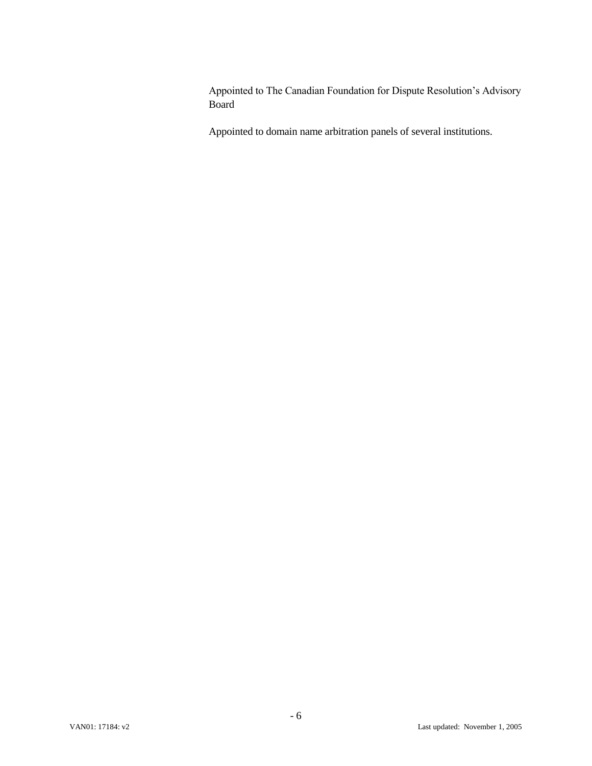Appointed to The Canadian Foundation for Dispute Resolution's Advisory Board

Appointed to domain name arbitration panels of several institutions.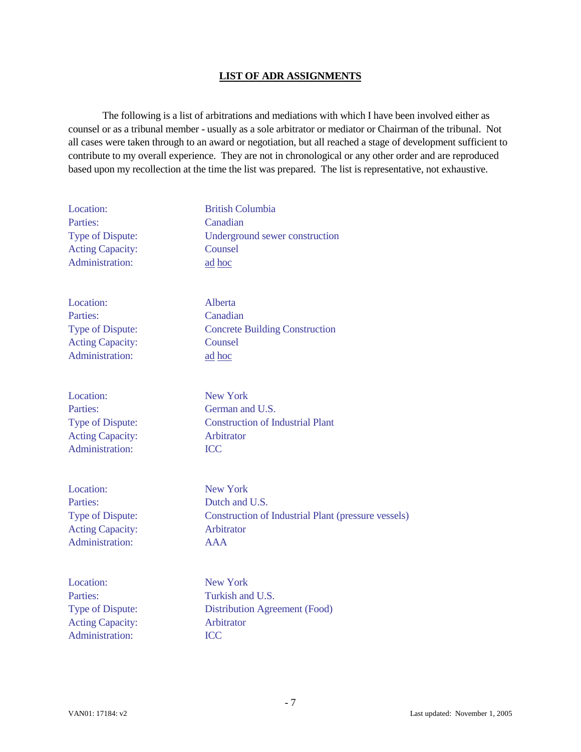## LIST OF ADR ASSIGNMENTS

The following is a list of arbitrations and mediations with which I have been involved either as counsel or as a tribunal member - usually as a sole arbitrator or mediator or Chairman of the tribunal. Not all cases were taken through to an award or negotiation, but all reached a stage of development sufficient to contribute to my overall experience. They are not in chronological or any other order and are reproduced based upon my recollection at the time the list was prepared. The list is representative, not exhaustive.

Location: British Columbia
Parties: Canadian
Type of Dispute: Underground sewer construction
Acting Capacity: Counsel
Administration: ad hoc

Location: Alberta
Parties: Canadian
Type of Dispute: Concrete Building Construction
Acting Capacity: Counsel
Administration: ad hoc

Location: New York
Parties: German and U.S.
Type of Dispute: Construction of Industrial Plant
Acting Capacity: Arbitrator
Administration: ICC

Location: New York
Parties: Dutch and U.S.
Type of Dispute: Construction of Industrial Plant (pressure vessels)
Acting Capacity: Arbitrator
Administration: AAA

Location: New York
Parties: Turkish and U.S.
Type of Dispute: Distribution Agreement (Food)
Acting Capacity: Arbitrator
Administration: ICC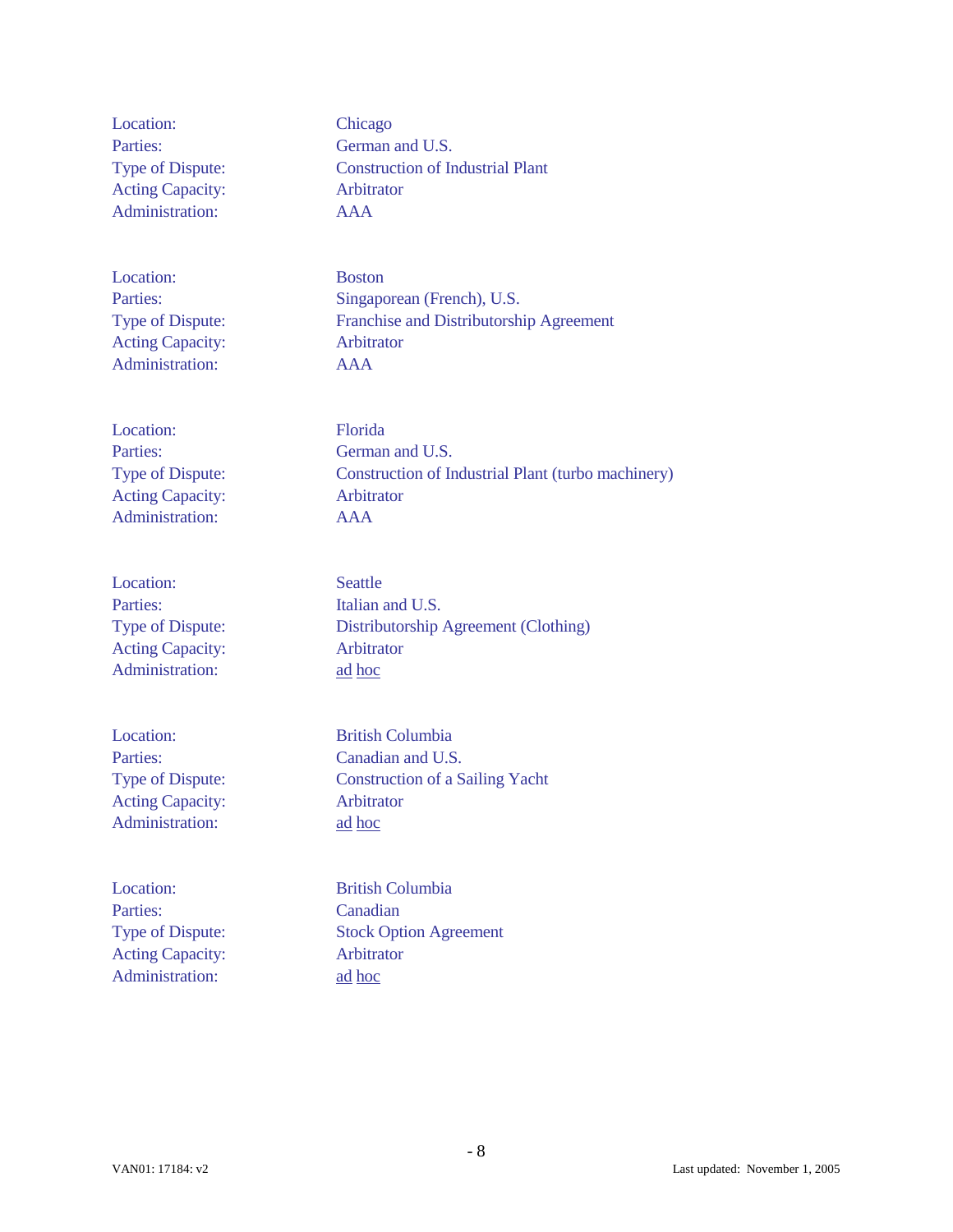Location: Chicago
Parties: German and U.S.
Type of Dispute: Construction of Industrial Plant
Acting Capacity: Arbitrator
Administration: AAA

Location: Boston
Parties: Singaporean (French), U.S.
Type of Dispute: Franchise and Distributorship Agreement
Acting Capacity: Arbitrator
Administration: AAA

Location: Florida
Parties: German and U.S.
Type of Dispute: Construction of Industrial Plant (turbo machinery)
Acting Capacity: Arbitrator
Administration: AAA

Location: Seattle
Parties: Italian and U.S.
Type of Dispute: Distributorship Agreement (Clothing)
Acting Capacity: Arbitrator
Administration: ad hoc

Location: British Columbia
Parties: Canadian and U.S.
Type of Dispute: Construction of a Sailing Yacht
Acting Capacity: Arbitrator
Administration: ad hoc

Location: British Columbia
Parties: Canadian
Type of Dispute: Stock Option Agreement
Acting Capacity: Arbitrator
Administration: ad hoc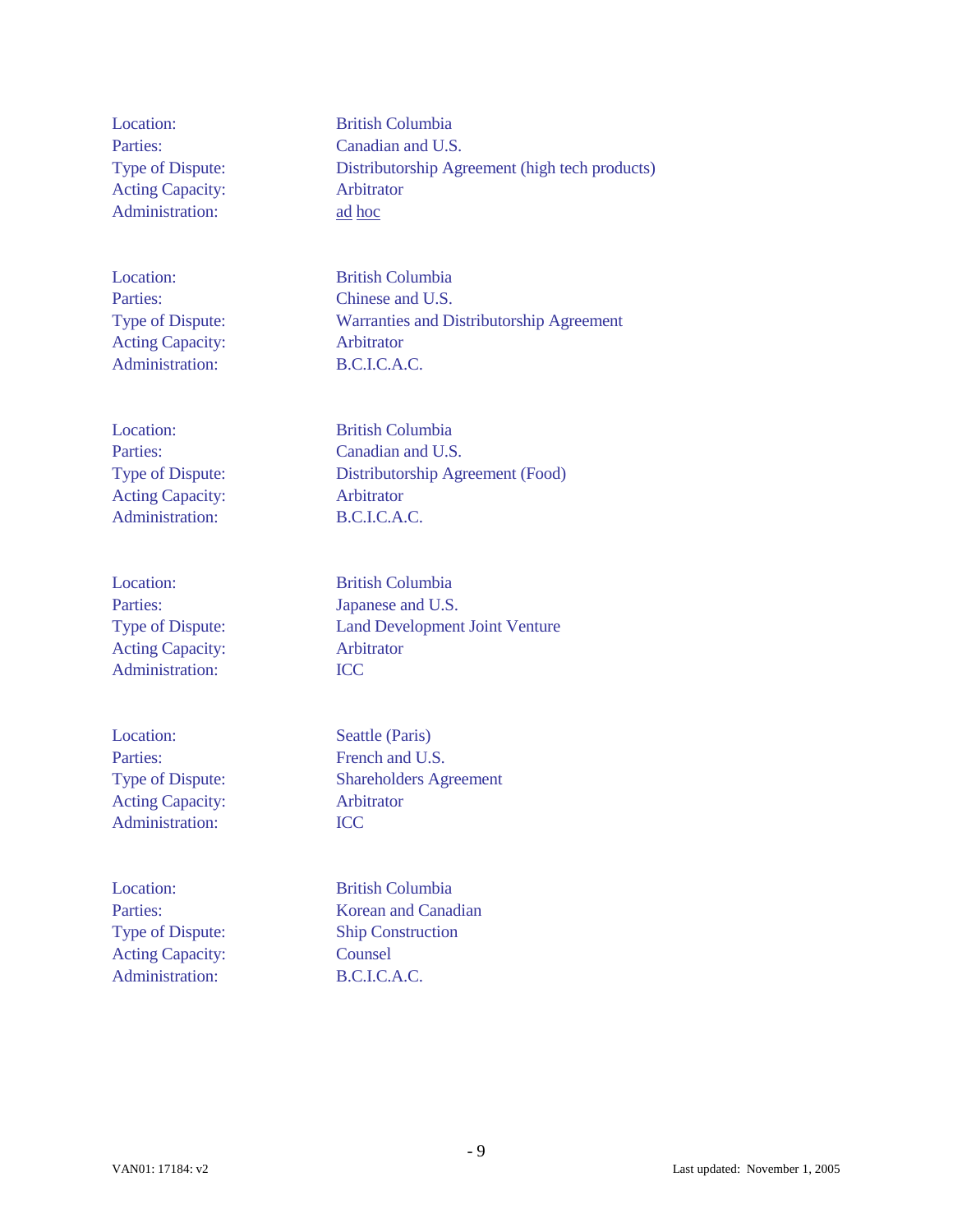Location: British Columbia
Parties: Canadian and U.S.
Type of Dispute: Distributorship Agreement (high tech products)
Acting Capacity: Arbitrator
Administration: ad hoc

Location: British Columbia
Parties: Chinese and U.S.
Type of Dispute: Warranties and Distributorship Agreement
Acting Capacity: Arbitrator
Administration: B.C.I.C.A.C.

Location: British Columbia
Parties: Canadian and U.S.
Type of Dispute: Distributorship Agreement (Food)
Acting Capacity: Arbitrator
Administration: B.C.I.C.A.C.

Location: British Columbia
Parties: Japanese and U.S.
Type of Dispute: Land Development Joint Venture
Acting Capacity: Arbitrator
Administration: ICC

Location: Seattle (Paris)
Parties: French and U.S.
Type of Dispute: Shareholders Agreement
Acting Capacity: Arbitrator
Administration: ICC

Location: British Columbia
Parties: Korean and Canadian
Type of Dispute: Ship Construction
Acting Capacity: Counsel
Administration: B.C.I.C.A.C.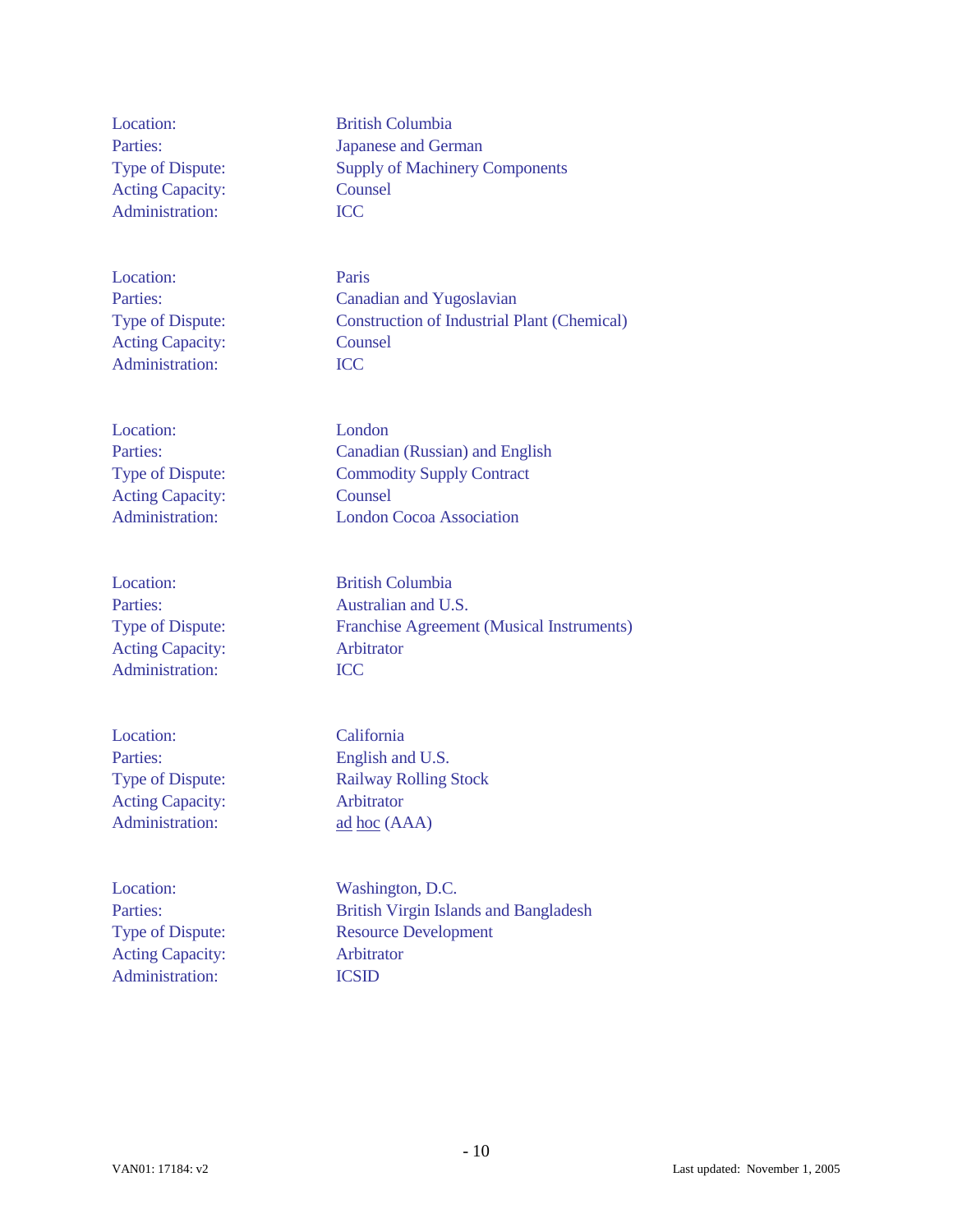| | |
|---|---|
| Location: | British Columbia |
| Parties: | Japanese and German |
| Type of Dispute: | Supply of Machinery Components |
| Acting Capacity: | Counsel |
| Administration: | ICC |

| | |
|---|---|
| Location: | Paris |
| Parties: | Canadian and Yugoslavian |
| Type of Dispute: | Construction of Industrial Plant (Chemical) |
| Acting Capacity: | Counsel |
| Administration: | ICC |

| | |
|---|---|
| Location: | London |
| Parties: | Canadian (Russian) and English |
| Type of Dispute: | Commodity Supply Contract |
| Acting Capacity: | Counsel |
| Administration: | London Cocoa Association |

| | |
|---|---|
| Location: | British Columbia |
| Parties: | Australian and U.S. |
| Type of Dispute: | Franchise Agreement (Musical Instruments) |
| Acting Capacity: | Arbitrator |
| Administration: | ICC |

| | |
|---|---|
| Location: | California |
| Parties: | English and U.S. |
| Type of Dispute: | Railway Rolling Stock |
| Acting Capacity: | Arbitrator |
| Administration: | ad hoc (AAA) |

| | |
|---|---|
| Location: | Washington, D.C. |
| Parties: | British Virgin Islands and Bangladesh |
| Type of Dispute: | Resource Development |
| Acting Capacity: | Arbitrator |
| Administration: | ICSID |

VAN01: 17184: v2 Last updated: November 1, 2005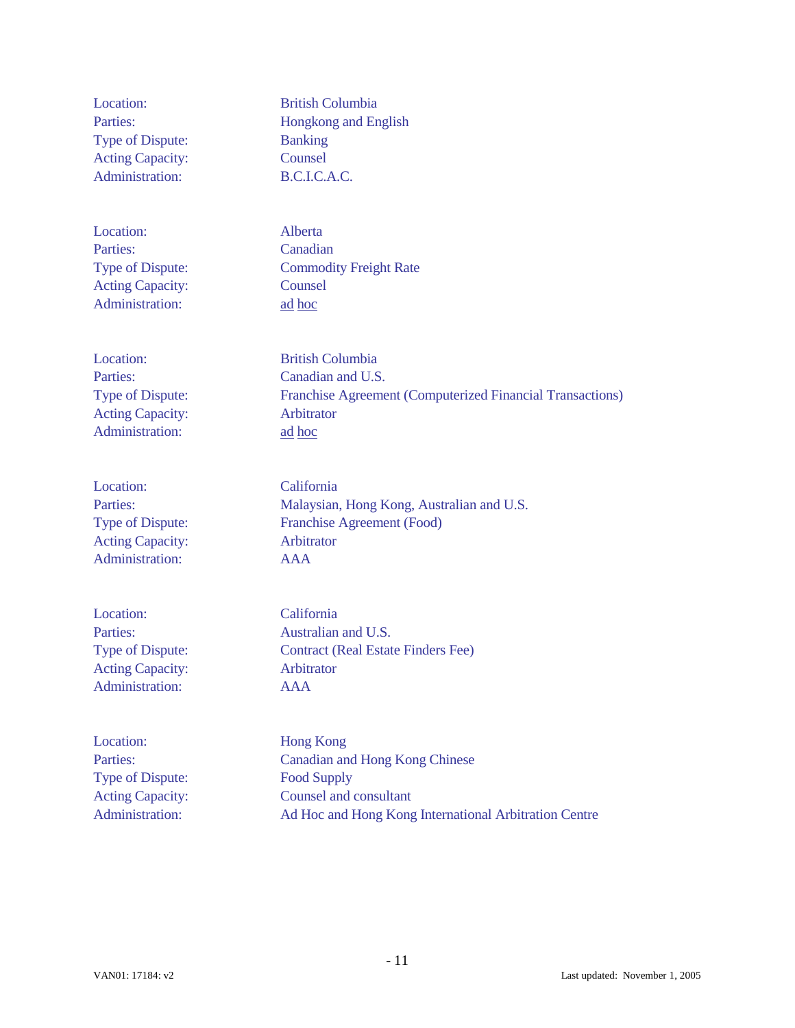Location: British Columbia
Parties: Hongkong and English
Type of Dispute: Banking
Acting Capacity: Counsel
Administration: B.C.I.C.A.C.

Location: Alberta
Parties: Canadian
Type of Dispute: Commodity Freight Rate
Acting Capacity: Counsel
Administration: ad hoc

Location: British Columbia
Parties: Canadian and U.S.
Type of Dispute: Franchise Agreement (Computerized Financial Transactions)
Acting Capacity: Arbitrator
Administration: ad hoc

Location: California
Parties: Malaysian, Hong Kong, Australian and U.S.
Type of Dispute: Franchise Agreement (Food)
Acting Capacity: Arbitrator
Administration: AAA

Location: California
Parties: Australian and U.S.
Type of Dispute: Contract (Real Estate Finders Fee)
Acting Capacity: Arbitrator
Administration: AAA

Location: Hong Kong
Parties: Canadian and Hong Kong Chinese
Type of Dispute: Food Supply
Acting Capacity: Counsel and consultant
Administration: Ad Hoc and Hong Kong International Arbitration Centre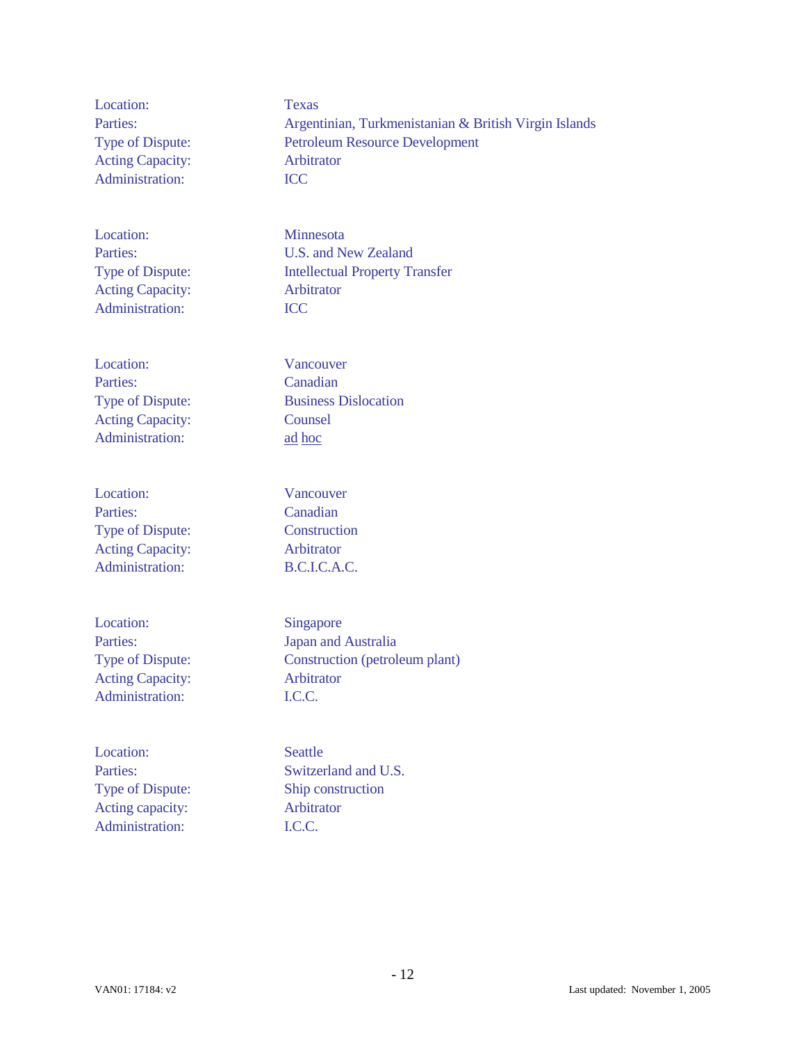Location: Texas
Parties: Argentinian, Turkmenistanian & British Virgin Islands
Type of Dispute: Petroleum Resource Development
Acting Capacity: Arbitrator
Administration: ICC

Location: Minnesota
Parties: U.S. and New Zealand
Type of Dispute: Intellectual Property Transfer
Acting Capacity: Arbitrator
Administration: ICC

Location: Vancouver
Parties: Canadian
Type of Dispute: Business Dislocation
Acting Capacity: Counsel
Administration: ad hoc

Location: Vancouver
Parties: Canadian
Type of Dispute: Construction
Acting Capacity: Arbitrator
Administration: B.C.I.C.A.C.

Location: Singapore
Parties: Japan and Australia
Type of Dispute: Construction (petroleum plant)
Acting Capacity: Arbitrator
Administration: I.C.C.

Location: Seattle
Parties: Switzerland and U.S.
Type of Dispute: Ship construction
Acting capacity: Arbitrator
Administration: I.C.C.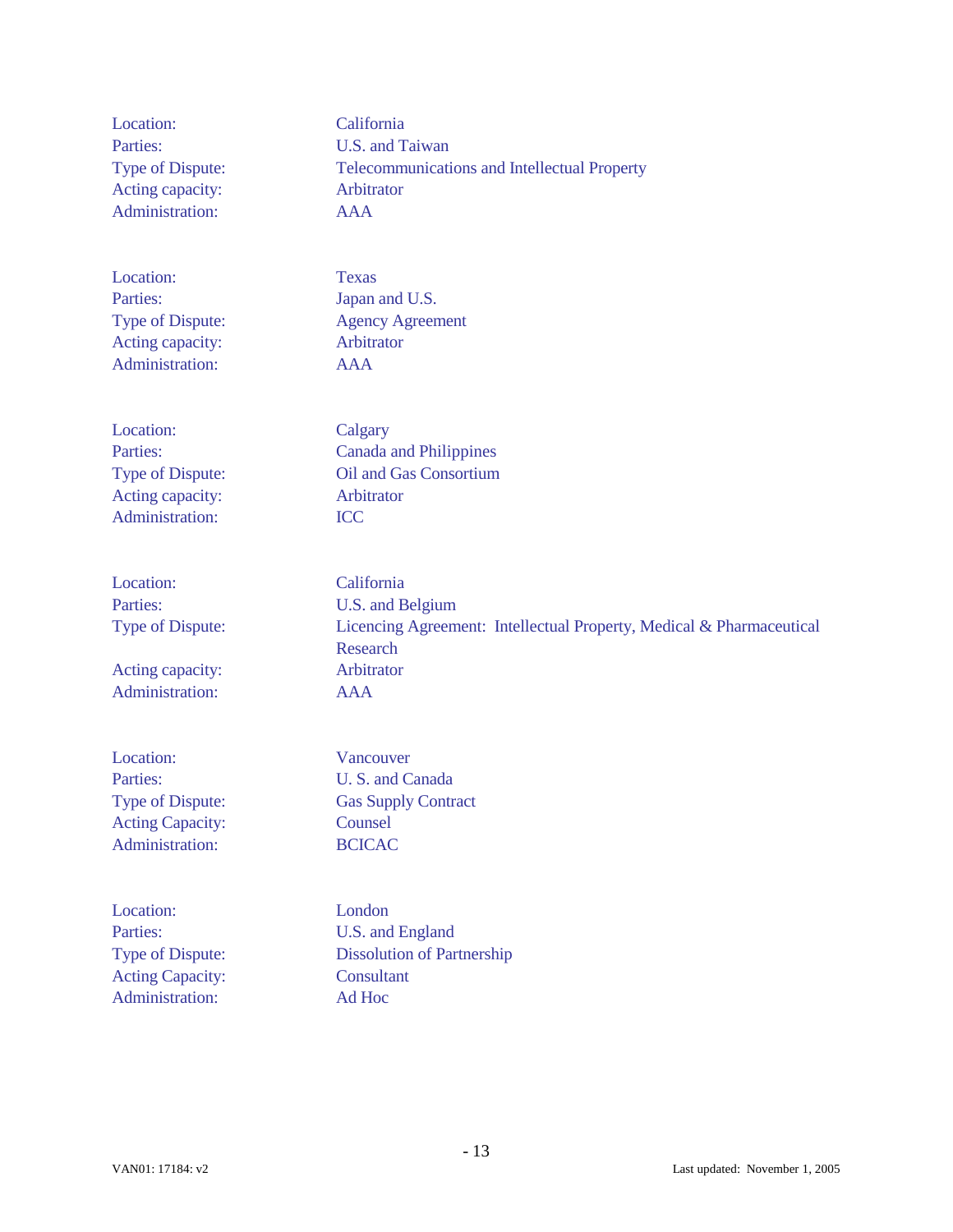Location: California
Parties: U.S. and Taiwan
Type of Dispute: Telecommunications and Intellectual Property
Acting capacity: Arbitrator
Administration: AAA

Location: Texas
Parties: Japan and U.S.
Type of Dispute: Agency Agreement
Acting capacity: Arbitrator
Administration: AAA

Location: Calgary
Parties: Canada and Philippines
Type of Dispute: Oil and Gas Consortium
Acting capacity: Arbitrator
Administration: ICC

Location: California
Parties: U.S. and Belgium
Type of Dispute: Licencing Agreement: Intellectual Property, Medical & Pharmaceutical Research
Acting capacity: Arbitrator
Administration: AAA

Location: Vancouver
Parties: U. S. and Canada
Type of Dispute: Gas Supply Contract
Acting Capacity: Counsel
Administration: BCICAC

Location: London
Parties: U.S. and England
Type of Dispute: Dissolution of Partnership
Acting Capacity: Consultant
Administration: Ad Hoc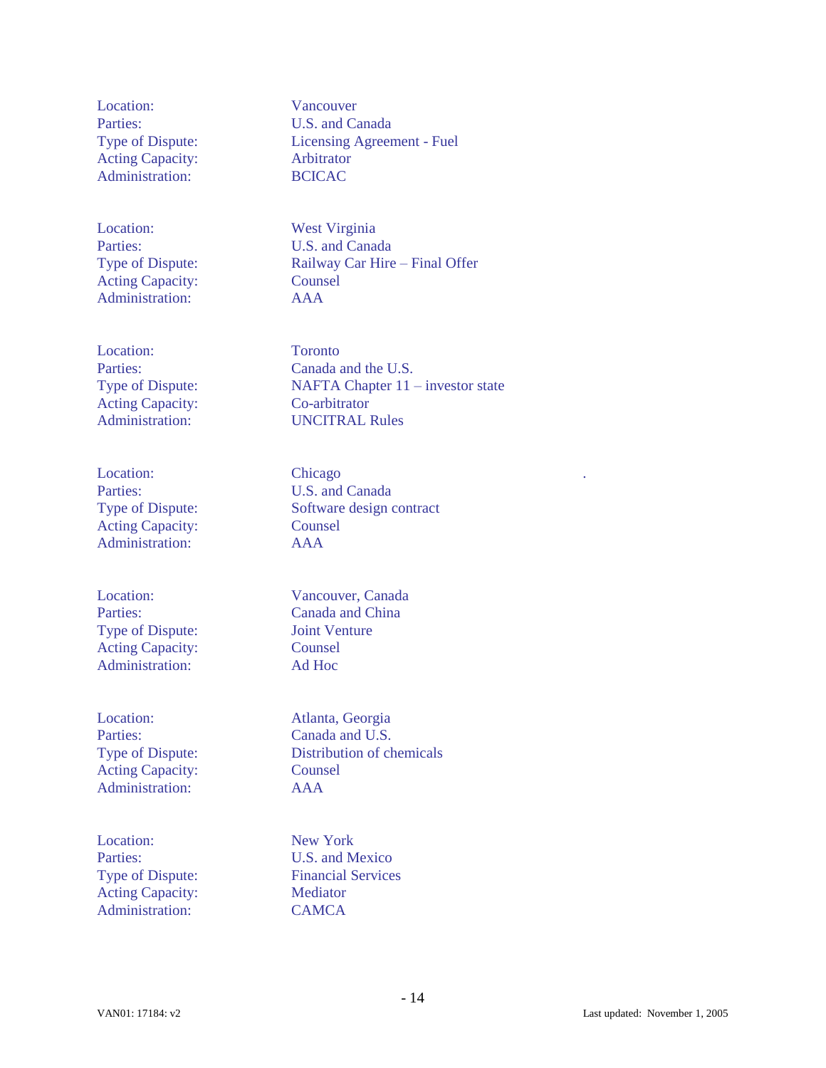Location: Vancouver
Parties: U.S. and Canada
Type of Dispute: Licensing Agreement - Fuel
Acting Capacity: Arbitrator
Administration: BCICAC

Location: West Virginia
Parties: U.S. and Canada
Type of Dispute: Railway Car Hire – Final Offer
Acting Capacity: Counsel
Administration: AAA

Location: Toronto
Parties: Canada and the U.S.
Type of Dispute: NAFTA Chapter 11 – investor state
Acting Capacity: Co-arbitrator
Administration: UNCITRAL Rules

Location: Chicago
Parties: U.S. and Canada
Type of Dispute: Software design contract
Acting Capacity: Counsel
Administration: AAA

Location: Vancouver, Canada
Parties: Canada and China
Type of Dispute: Joint Venture
Acting Capacity: Counsel
Administration: Ad Hoc

Location: Atlanta, Georgia
Parties: Canada and U.S.
Type of Dispute: Distribution of chemicals
Acting Capacity: Counsel
Administration: AAA

Location: New York
Parties: U.S. and Mexico
Type of Dispute: Financial Services
Acting Capacity: Mediator
Administration: CAMCA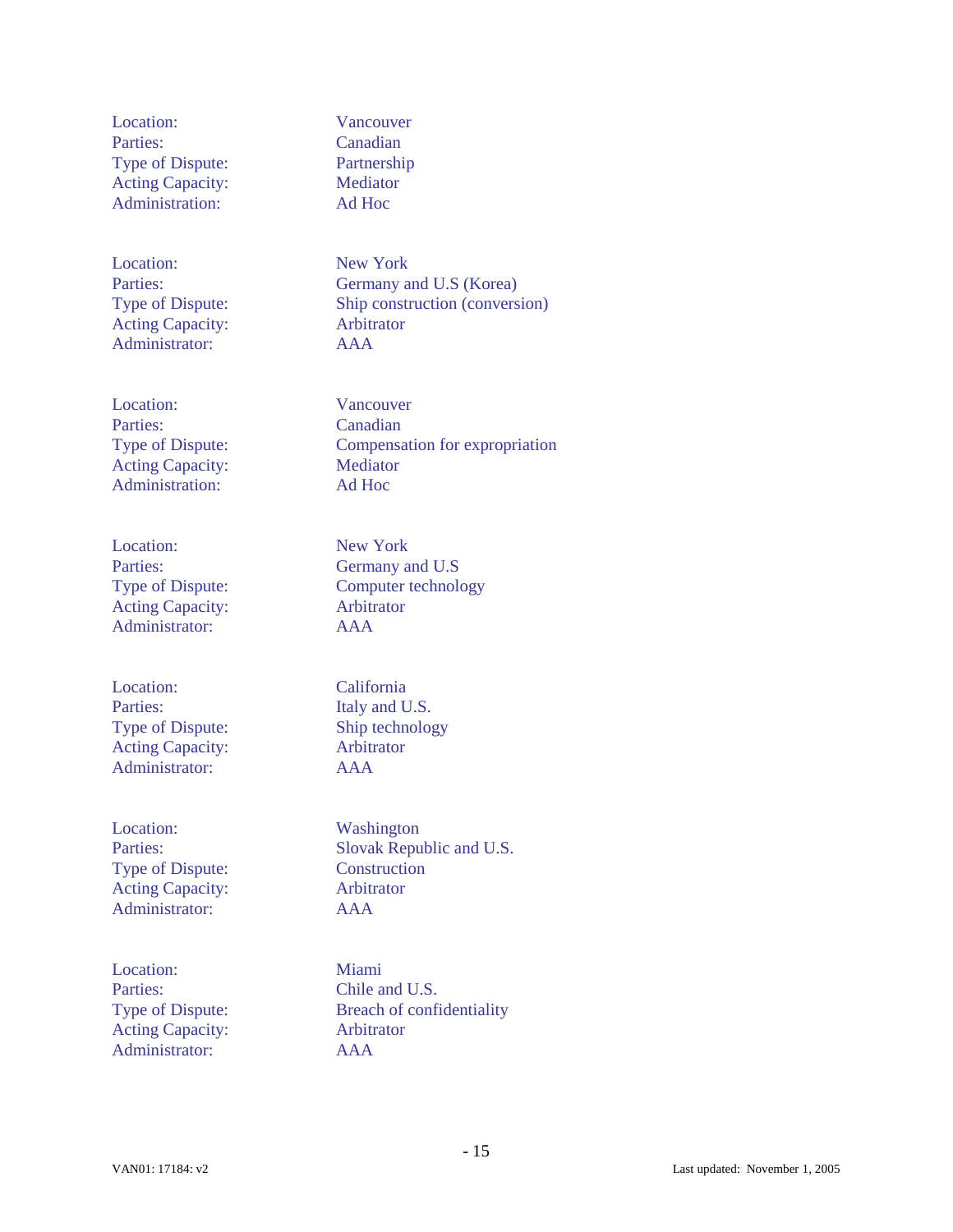Location: Vancouver
Parties: Canadian
Type of Dispute: Partnership
Acting Capacity: Mediator
Administration: Ad Hoc

Location: New York
Parties: Germany and U.S (Korea)
Type of Dispute: Ship construction (conversion)
Acting Capacity: Arbitrator
Administrator: AAA

Location: Vancouver
Parties: Canadian
Type of Dispute: Compensation for expropriation
Acting Capacity: Mediator
Administration: Ad Hoc

Location: New York
Parties: Germany and U.S
Type of Dispute: Computer technology
Acting Capacity: Arbitrator
Administrator: AAA

Location: California
Parties: Italy and U.S.
Type of Dispute: Ship technology
Acting Capacity: Arbitrator
Administrator: AAA

Location: Washington
Parties: Slovak Republic and U.S.
Type of Dispute: Construction
Acting Capacity: Arbitrator
Administrator: AAA

Location: Miami
Parties: Chile and U.S.
Type of Dispute: Breach of confidentiality
Acting Capacity: Arbitrator
Administrator: AAA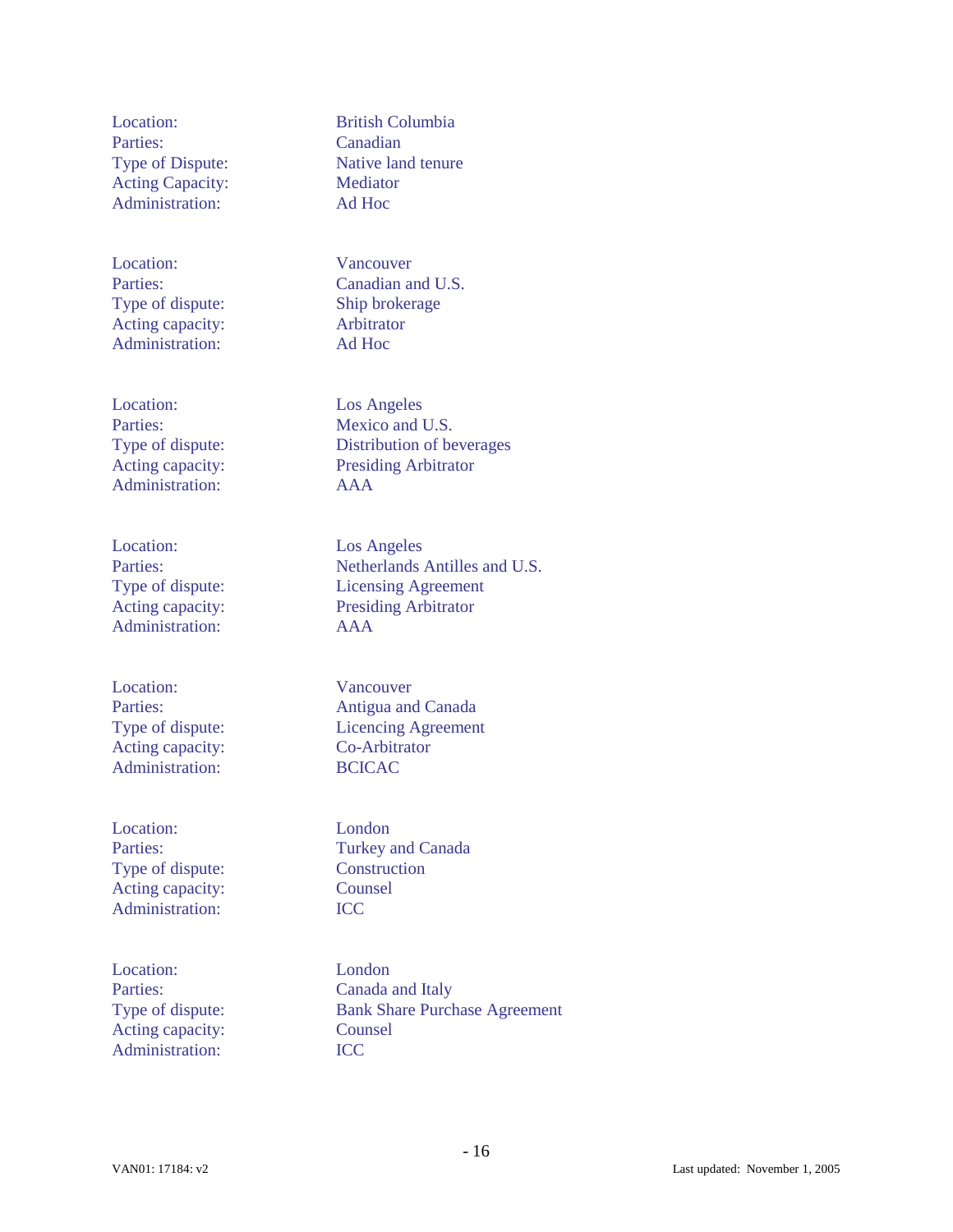Location: British Columbia
Parties: Canadian
Type of Dispute: Native land tenure
Acting Capacity: Mediator
Administration: Ad Hoc

Location: Vancouver
Parties: Canadian and U.S.
Type of dispute: Ship brokerage
Acting capacity: Arbitrator
Administration: Ad Hoc

Location: Los Angeles
Parties: Mexico and U.S.
Type of dispute: Distribution of beverages
Acting capacity: Presiding Arbitrator
Administration: AAA

Location: Los Angeles
Parties: Netherlands Antilles and U.S.
Type of dispute: Licensing Agreement
Acting capacity: Presiding Arbitrator
Administration: AAA

Location: Vancouver
Parties: Antigua and Canada
Type of dispute: Licencing Agreement
Acting capacity: Co-Arbitrator
Administration: BCICAC

Location: London
Parties: Turkey and Canada
Type of dispute: Construction
Acting capacity: Counsel
Administration: ICC

Location: London
Parties: Canada and Italy
Type of dispute: Bank Share Purchase Agreement
Acting capacity: Counsel
Administration: ICC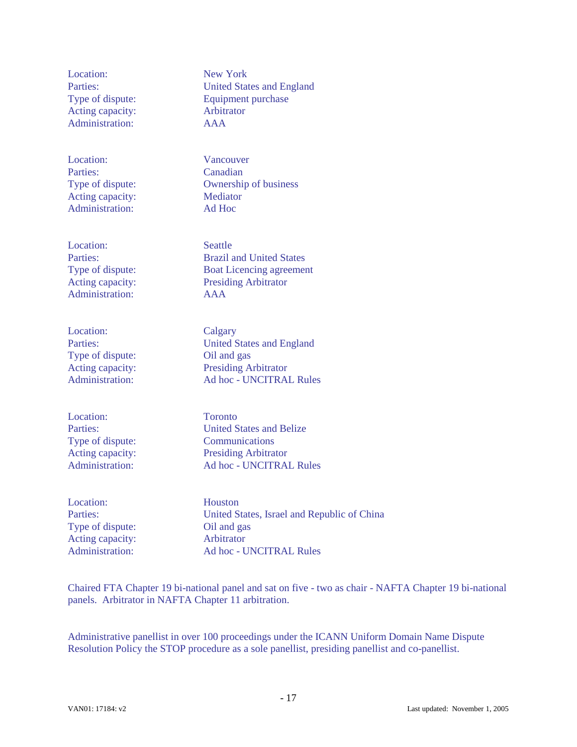Location: New York
Parties: United States and England
Type of dispute: Equipment purchase
Acting capacity: Arbitrator
Administration: AAA

Location: Vancouver
Parties: Canadian
Type of dispute: Ownership of business
Acting capacity: Mediator
Administration: Ad Hoc

Location: Seattle
Parties: Brazil and United States
Type of dispute: Boat Licencing agreement
Acting capacity: Presiding Arbitrator
Administration: AAA

Location: Calgary
Parties: United States and England
Type of dispute: Oil and gas
Acting capacity: Presiding Arbitrator
Administration: Ad hoc - UNCITRAL Rules

Location: Toronto
Parties: United States and Belize
Type of dispute: Communications
Acting capacity: Presiding Arbitrator
Administration: Ad hoc - UNCITRAL Rules

Location: Houston
Parties: United States, Israel and Republic of China
Type of dispute: Oil and gas
Acting capacity: Arbitrator
Administration: Ad hoc - UNCITRAL Rules

Chaired FTA Chapter 19 bi-national panel and sat on five - two as chair - NAFTA Chapter 19 bi-national panels. Arbitrator in NAFTA Chapter 11 arbitration.

Administrative panellist in over 100 proceedings under the ICANN Uniform Domain Name Dispute Resolution Policy the STOP procedure as a sole panellist, presiding panellist and co-panellist.

VAN01: 17184: v2

Last updated: November 1, 2005